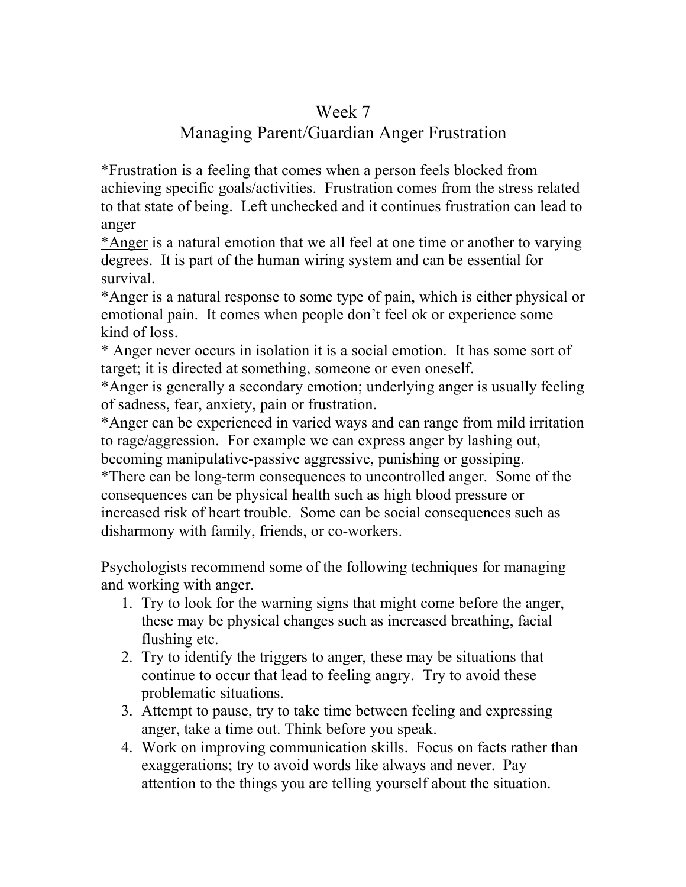# Week 7

## Managing Parent/Guardian Anger Frustration

*<u>Frustration</u> is a feeling that comes when a person feels blocked from achieving specific goals/activities. Frustration comes from the stress related to that state of being. Left unchecked and it continues frustration can lead to anger

*<u>Anger</u> is a natural emotion that we all feel at one time or another to varying degrees. It is part of the human wiring system and can be essential for survival.

*Anger is a natural response to some type of pain, which is either physical or emotional pain. It comes when people don't feel ok or experience some kind of loss.

* Anger never occurs in isolation it is a social emotion. It has some sort of target; it is directed at something, someone or even oneself.

*Anger is generally a secondary emotion; underlying anger is usually feeling of sadness, fear, anxiety, pain or frustration.

*Anger can be experienced in varied ways and can range from mild irritation to rage/aggression. For example we can express anger by lashing out, becoming manipulative-passive aggressive, punishing or gossiping.

*There can be long-term consequences to uncontrolled anger. Some of the consequences can be physical health such as high blood pressure or increased risk of heart trouble. Some can be social consequences such as disharmony with family, friends, or co-workers.

Psychologists recommend some of the following techniques for managing and working with anger.

1. Try to look for the warning signs that might come before the anger, these may be physical changes such as increased breathing, facial flushing etc.
2. Try to identify the triggers to anger, these may be situations that continue to occur that lead to feeling angry. Try to avoid these problematic situations.
3. Attempt to pause, try to take time between feeling and expressing anger, take a time out. Think before you speak.
4. Work on improving communication skills. Focus on facts rather than exaggerations; try to avoid words like always and never. Pay attention to the things you are telling yourself about the situation.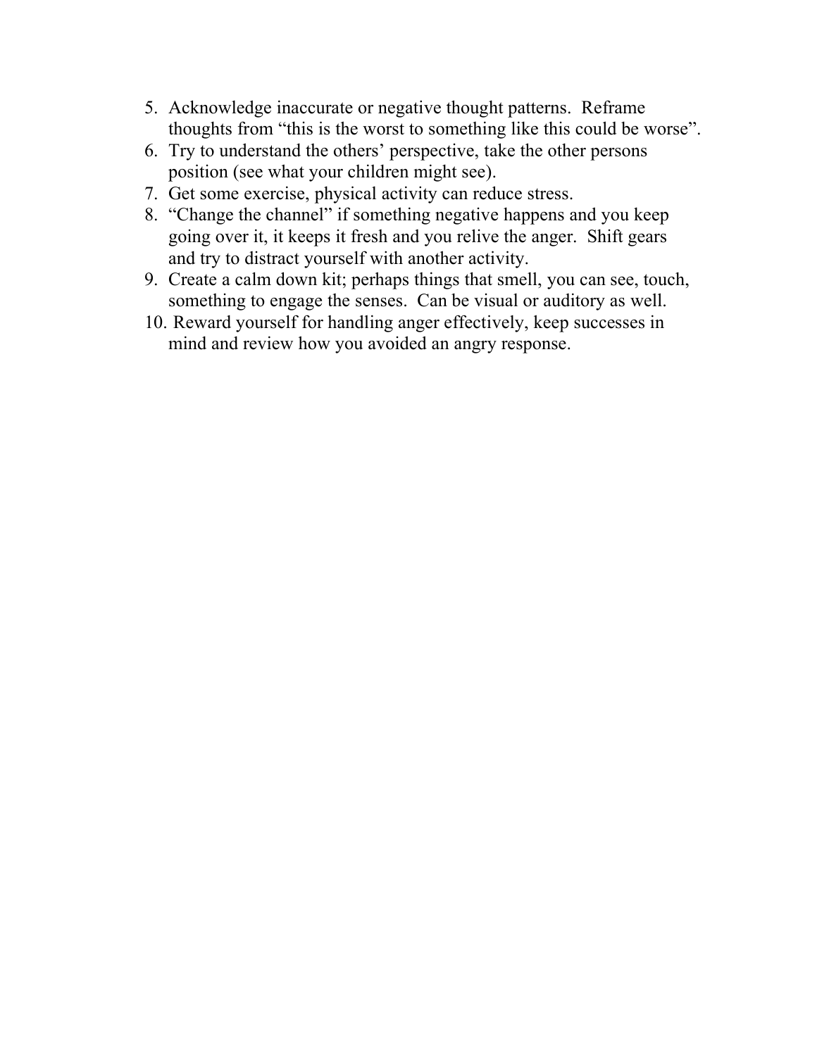5. Acknowledge inaccurate or negative thought patterns. Reframe thoughts from "this is the worst to something like this could be worse".
6. Try to understand the others' perspective, take the other persons position (see what your children might see).
7. Get some exercise, physical activity can reduce stress.
8. "Change the channel" if something negative happens and you keep going over it, it keeps it fresh and you relive the anger. Shift gears and try to distract yourself with another activity.
9. Create a calm down kit; perhaps things that smell, you can see, touch, something to engage the senses. Can be visual or auditory as well.
10. Reward yourself for handling anger effectively, keep successes in mind and review how you avoided an angry response.